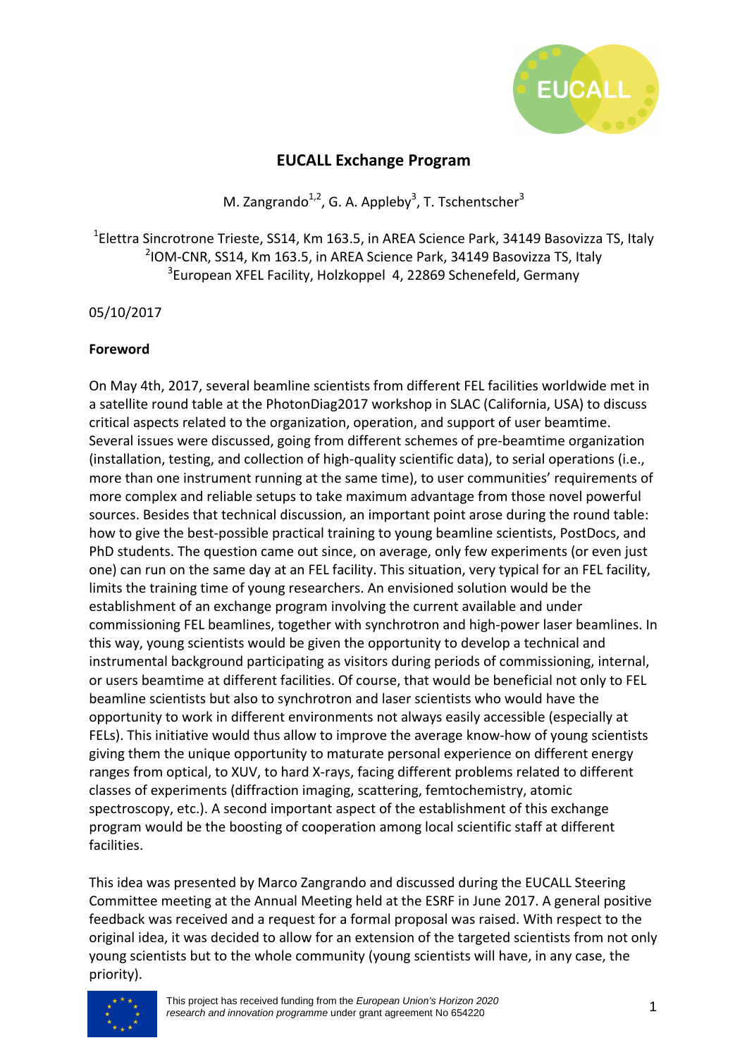# EUCALL Exchange Program

M. Zangrando[1,2], G. A. Appleby[3], T. Tschentscher[3]

[1]Elettra Sincrotrone Trieste, SS14, Km 163.5, in AREA Science Park, 34149 Basovizza TS, Italy
[2]IOM-CNR, SS14, Km 163.5, in AREA Science Park, 34149 Basovizza TS, Italy
[3]European XFEL Facility, Holzkoppel 4, 22869 Schenefeld, Germany

05/10/2017

**Foreword**

On May 4th, 2017, several beamline scientists from different FEL facilities worldwide met in a satellite round table at the PhotonDiag2017 workshop in SLAC (California, USA) to discuss critical aspects related to the organization, operation, and support of user beamtime. Several issues were discussed, going from different schemes of pre-beamtime organization (installation, testing, and collection of high-quality scientific data), to serial operations (i.e., more than one instrument running at the same time), to user communities' requirements of more complex and reliable setups to take maximum advantage from those novel powerful sources. Besides that technical discussion, an important point arose during the round table: how to give the best-possible practical training to young beamline scientists, PostDocs, and PhD students. The question came out since, on average, only few experiments (or even just one) can run on the same day at an FEL facility. This situation, very typical for an FEL facility, limits the training time of young researchers. An envisioned solution would be the establishment of an exchange program involving the current available and under commissioning FEL beamlines, together with synchrotron and high-power laser beamlines. In this way, young scientists would be given the opportunity to develop a technical and instrumental background participating as visitors during periods of commissioning, internal, or users beamtime at different facilities. Of course, that would be beneficial not only to FEL beamline scientists but also to synchrotron and laser scientists who would have the opportunity to work in different environments not always easily accessible (especially at FELs). This initiative would thus allow to improve the average know-how of young scientists giving them the unique opportunity to maturate personal experience on different energy ranges from optical, to XUV, to hard X-rays, facing different problems related to different classes of experiments (diffraction imaging, scattering, femtochemistry, atomic spectroscopy, etc.). A second important aspect of the establishment of this exchange program would be the boosting of cooperation among local scientific staff at different facilities.

This idea was presented by Marco Zangrando and discussed during the EUCALL Steering Committee meeting at the Annual Meeting held at the ESRF in June 2017. A general positive feedback was received and a request for a formal proposal was raised. With respect to the original idea, it was decided to allow for an extension of the targeted scientists from not only young scientists but to the whole community (young scientists will have, in any case, the priority).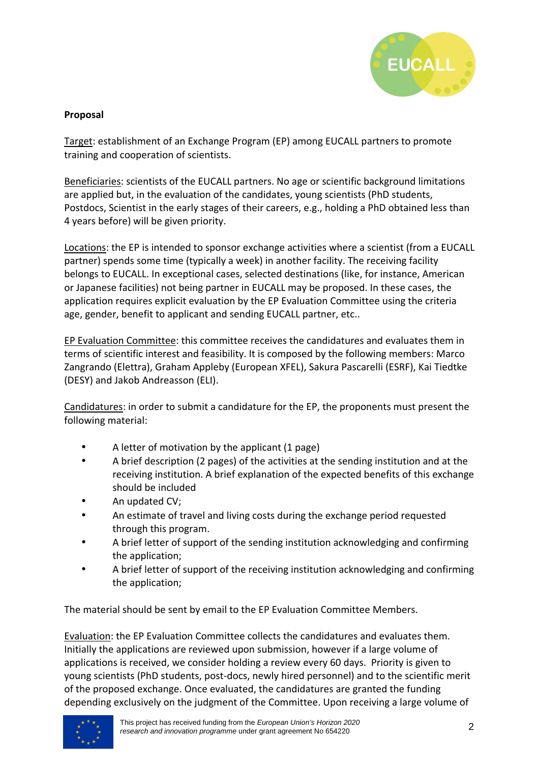**Proposal**

Target: establishment of an Exchange Program (EP) among EUCALL partners to promote training and cooperation of scientists.

Beneficiaries: scientists of the EUCALL partners. No age or scientific background limitations are applied but, in the evaluation of the candidates, young scientists (PhD students, Postdocs, Scientist in the early stages of their careers, e.g., holding a PhD obtained less than 4 years before) will be given priority.

Locations: the EP is intended to sponsor exchange activities where a scientist (from a EUCALL partner) spends some time (typically a week) in another facility. The receiving facility belongs to EUCALL. In exceptional cases, selected destinations (like, for instance, American or Japanese facilities) not being partner in EUCALL may be proposed. In these cases, the application requires explicit evaluation by the EP Evaluation Committee using the criteria age, gender, benefit to applicant and sending EUCALL partner, etc..

EP Evaluation Committee: this committee receives the candidatures and evaluates them in terms of scientific interest and feasibility. It is composed by the following members: Marco Zangrando (Elettra), Graham Appleby (European XFEL), Sakura Pascarelli (ESRF), Kai Tiedtke (DESY) and Jakob Andreasson (ELI).

Candidatures: in order to submit a candidature for the EP, the proponents must present the following material:

- A letter of motivation by the applicant (1 page)
- A brief description (2 pages) of the activities at the sending institution and at the receiving institution. A brief explanation of the expected benefits of this exchange should be included
- An updated CV;
- An estimate of travel and living costs during the exchange period requested through this program.
- A brief letter of support of the sending institution acknowledging and confirming the application;
- A brief letter of support of the receiving institution acknowledging and confirming the application;

The material should be sent by email to the EP Evaluation Committee Members.

Evaluation: the EP Evaluation Committee collects the candidatures and evaluates them. Initially the applications are reviewed upon submission, however if a large volume of applications is received, we consider holding a review every 60 days. Priority is given to young scientists (PhD students, post-docs, newly hired personnel) and to the scientific merit of the proposed exchange. Once evaluated, the candidatures are granted the funding depending exclusively on the judgment of the Committee. Upon receiving a large volume of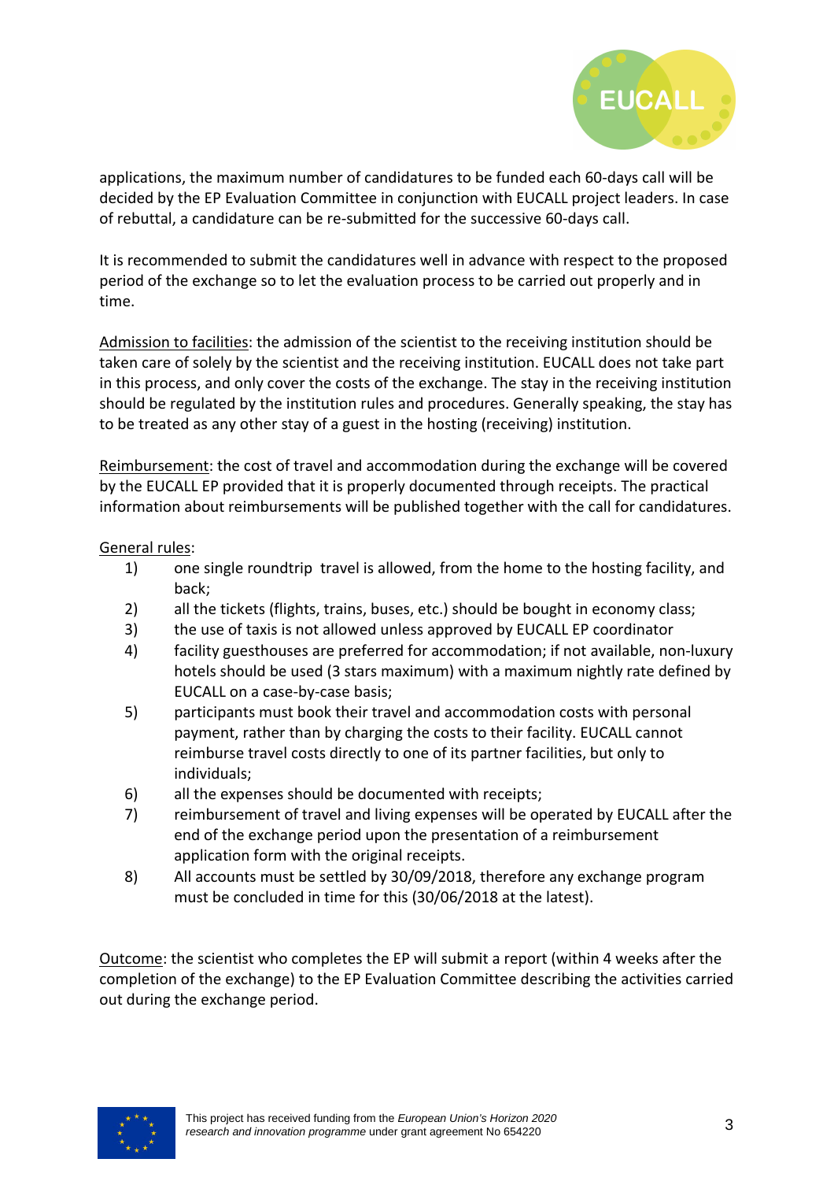applications, the maximum number of candidatures to be funded each 60-days call will be decided by the EP Evaluation Committee in conjunction with EUCALL project leaders. In case of rebuttal, a candidature can be re-submitted for the successive 60-days call.

It is recommended to submit the candidatures well in advance with respect to the proposed period of the exchange so to let the evaluation process to be carried out properly and in time.

Admission to facilities: the admission of the scientist to the receiving institution should be taken care of solely by the scientist and the receiving institution. EUCALL does not take part in this process, and only cover the costs of the exchange. The stay in the receiving institution should be regulated by the institution rules and procedures. Generally speaking, the stay has to be treated as any other stay of a guest in the hosting (receiving) institution.

Reimbursement: the cost of travel and accommodation during the exchange will be covered by the EUCALL EP provided that it is properly documented through receipts. The practical information about reimbursements will be published together with the call for candidatures.

General rules:

1) one single roundtrip travel is allowed, from the home to the hosting facility, and back;
2) all the tickets (flights, trains, buses, etc.) should be bought in economy class;
3) the use of taxis is not allowed unless approved by EUCALL EP coordinator
4) facility guesthouses are preferred for accommodation; if not available, non-luxury hotels should be used (3 stars maximum) with a maximum nightly rate defined by EUCALL on a case-by-case basis;
5) participants must book their travel and accommodation costs with personal payment, rather than by charging the costs to their facility. EUCALL cannot reimburse travel costs directly to one of its partner facilities, but only to individuals;
6) all the expenses should be documented with receipts;
7) reimbursement of travel and living expenses will be operated by EUCALL after the end of the exchange period upon the presentation of a reimbursement application form with the original receipts.
8) All accounts must be settled by 30/09/2018, therefore any exchange program must be concluded in time for this (30/06/2018 at the latest).

Outcome: the scientist who completes the EP will submit a report (within 4 weeks after the completion of the exchange) to the EP Evaluation Committee describing the activities carried out during the exchange period.

This project has received funding from the *European Union's Horizon 2020 research and innovation programme* under grant agreement No 654220